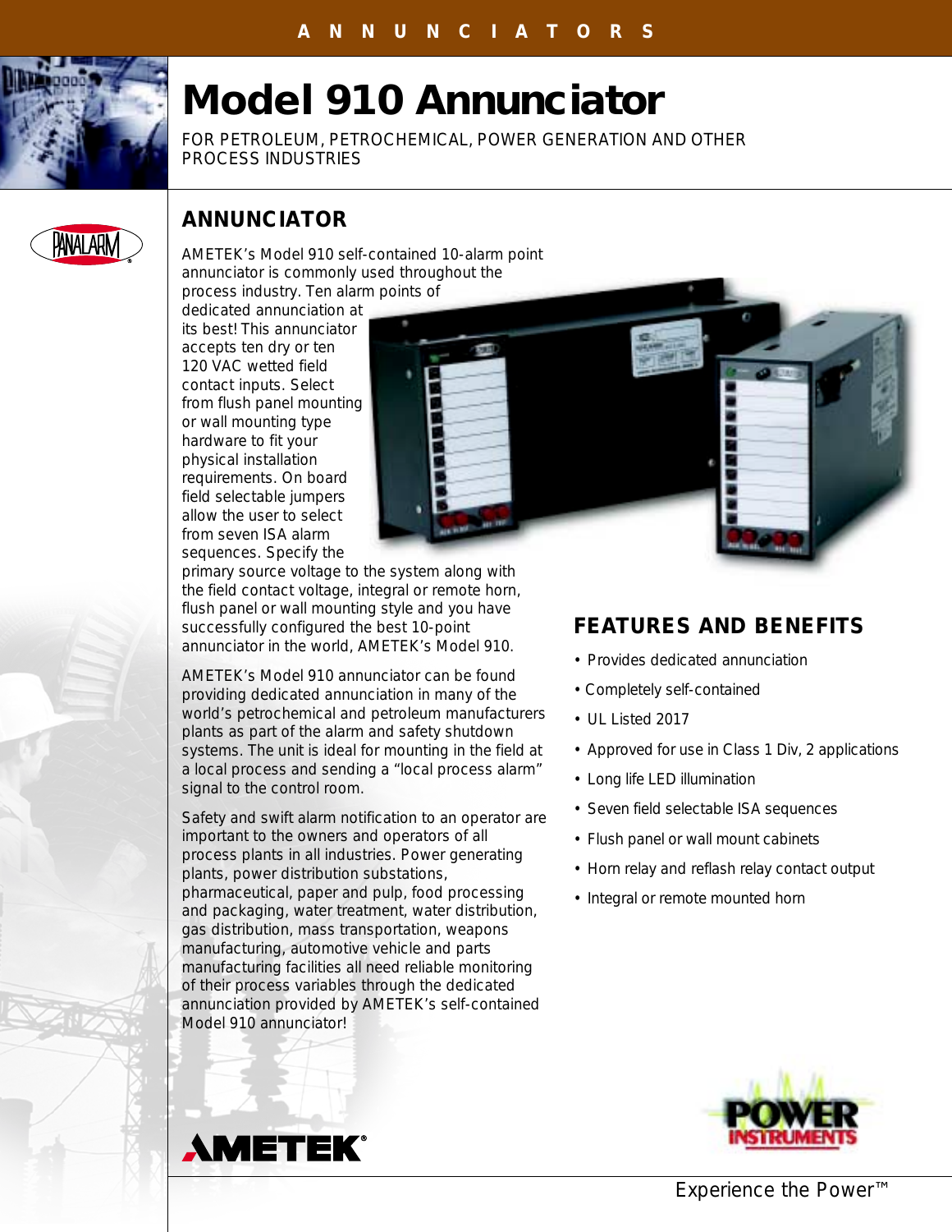ANNUNCIATORS

# Model 910 Annunciator

FOR PETROLEUM, PETROCHEMICAL, POWER GENERATION AND OTHER PROCESS INDUSTRIES

## ANNUNCIATOR

AMETEK's Model 910 self-contained 10-alarm point annunciator is commonly used throughout the process industry. Ten alarm points of dedicated annunciation at its best! This annunciator accepts ten dry or ten 120 VAC wetted field contact inputs. Select from flush panel mounting or wall mounting type hardware to fit your physical installation requirements. On board field selectable jumpers allow the user to select from seven ISA alarm sequences. Specify the primary source voltage to the system along with the field contact voltage, integral or remote horn, flush panel or wall mounting style and you have successfully configured the best 10-point annunciator in the world, AMETEK's Model 910.

AMETEK's Model 910 annunciator can be found providing dedicated annunciation in many of the world's petrochemical and petroleum manufacturers plants as part of the alarm and safety shutdown systems. The unit is ideal for mounting in the field at a local process and sending a "local process alarm" signal to the control room.

Safety and swift alarm notification to an operator are important to the owners and operators of all process plants in all industries. Power generating plants, power distribution substations, pharmaceutical, paper and pulp, food processing and packaging, water treatment, water distribution, gas distribution, mass transportation, weapons manufacturing, automotive vehicle and parts manufacturing facilities all need reliable monitoring of their process variables through the dedicated annunciation provided by AMETEK's self-contained Model 910 annunciator!

## FEATURES AND BENEFITS

- Provides dedicated annunciation
- Completely self-contained
- UL Listed 2017
- Approved for use in Class 1 Div, 2 applications
- Long life LED illumination
- Seven field selectable ISA sequences
- Flush panel or wall mount cabinets
- Horn relay and reflash relay contact output
- Integral or remote mounted horn

AMETEK

POWER INSTRUMENTS

Experience the Power™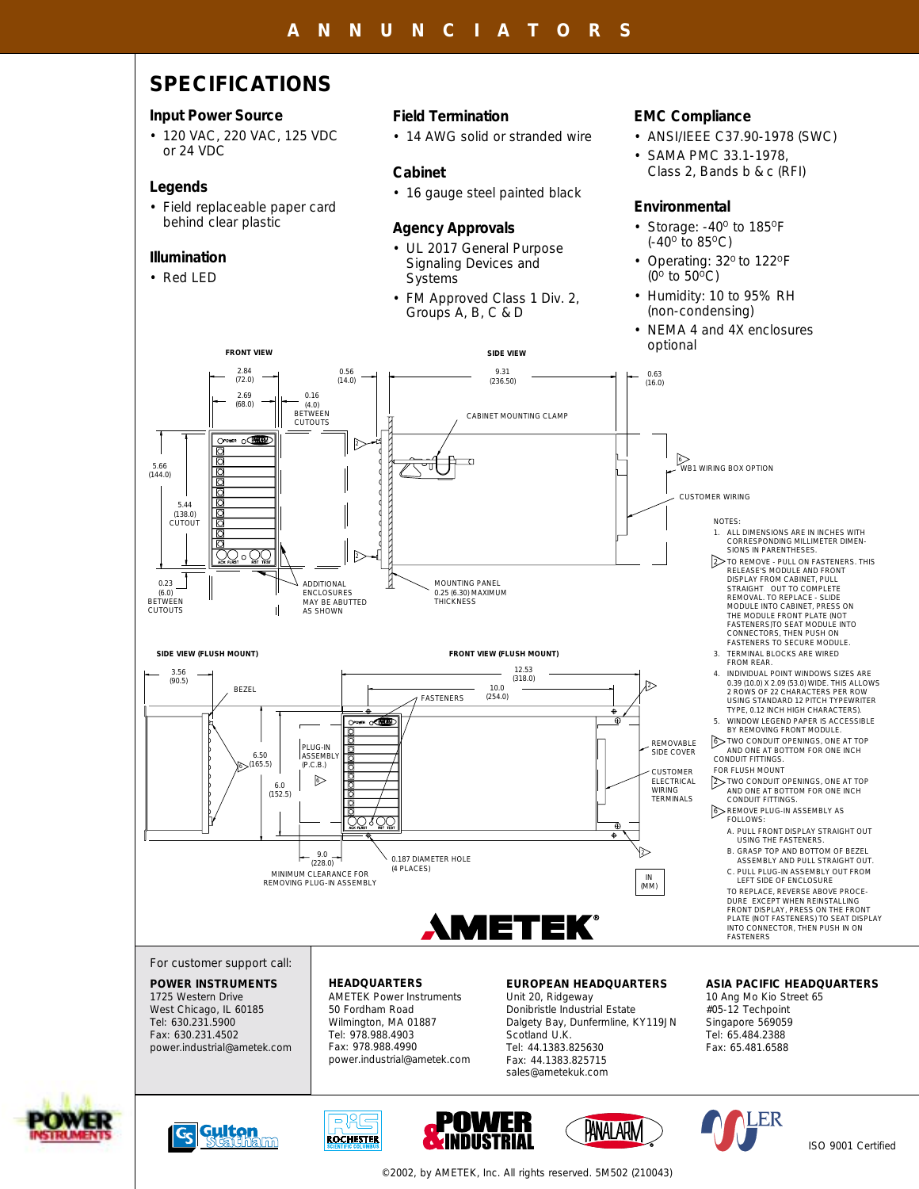## SPECIFICATIONS

### Input Power Source
- 120 VAC, 220 VAC, 125 VDC or 24 VDC

### Legends
- Field replaceable paper card behind clear plastic

### Illumination
- Red LED

### Field Termination
- 14 AWG solid or stranded wire

### Cabinet
- 16 gauge steel painted black

### Agency Approvals
- UL 2017 General Purpose Signaling Devices and Systems
- FM Approved Class 1 Div. 2, Groups A, B, C & D

### EMC Compliance
- ANSI/IEEE C37.90-1978 (SWC)
- SAMA PMC 33.1-1978, Class 2, Bands b & c (RFI)

### Environmental
- Storage: -40° to 185°F (-40° to 85°C)
- Operating: 32° to 122°F (0° to 50°C)
- Humidity: 10 to 95% RH (non-condensing)
- NEMA 4 and 4X enclosures optional

FRONT VIEW

2.84 (72.0)
2.69 (68.0)
0.56 (14.0)
0.16 (4.0) BETWEEN CUTOUTS
5.66 (144.0)
5.44 (138.0) CUTOUT
0.23 (6.0) BETWEEN CUTOUTS
ADDITIONAL ENCLOSURES MAY BE ABUTTED AS SHOWN

SIDE VIEW

9.31 (236.50)
0.63 (16.0)
CABINET MOUNTING CLAMP
WB1 WIRING BOX OPTION
CUSTOMER WIRING
MOUNTING PANEL 0.25 (6.30) MAXIMUM THICKNESS

NOTES:
1. ALL DIMENSIONS ARE IN INCHES WITH CORRESPONDING MILLIMETER DIMENSIONS IN PARENTHESES.
2. TO REMOVE - PULL ON FASTENERS. THIS RELEASE'S MODULE AND FRONT DISPLAY FROM CABINET, PULL STRAIGHT OUT TO COMPLETE REMOVAL. TO REPLACE - SLIDE MODULE INTO CABINET, PRESS ON THE MODULE FRONT PLATE (NOT FASTENERS) TO SEAT MODULE INTO CONNECTORS, THEN PUSH ON FASTENERS TO SECURE MODULE.
3. TERMINAL BLOCKS ARE WIRED FROM REAR.
4. INDIVIDUAL POINT WINDOWS SIZES ARE 0.39 (10.0) X 2.09 (53.0) WIDE. THIS ALLOWS 2 ROWS OF 22 CHARACTERS PER ROW USING STANDARD 12 PITCH TYPEWRITER TYPE, 0.12 INCH HIGH CHARACTERS).
5. WINDOW LEGEND PAPER IS ACCESSIBLE BY REMOVING FRONT MODULE.
6. TWO CONDUIT OPENINGS, ONE AT TOP AND ONE AT BOTTOM FOR ONE INCH CONDUIT FITTINGS.

FOR FLUSH MOUNT
2. TWO CONDUIT OPENINGS, ONE AT TOP AND ONE AT BOTTOM FOR ONE INCH CONDUIT FITTINGS.
6. REMOVE PLUG-IN ASSEMBLY AS FOLLOWS:
   A. PULL FRONT DISPLAY STRAIGHT OUT USING THE FASTENERS.
   B. GRASP TOP AND BOTTOM OF BEZEL ASSEMBLY AND PULL STRAIGHT OUT.
   C. PULL PLUG-IN ASSEMBLY OUT FROM LEFT SIDE OF ENCLOSURE

   TO REPLACE, REVERSE ABOVE PROCEDURE EXCEPT WHEN REINSTALLING FRONT DISPLAY, PRESS ON THE FRONT PLATE (NOT FASTENERS) TO SEAT DISPLAY INTO CONNECTOR, THEN PUSH IN ON FASTENERS

SIDE VIEW (FLUSH MOUNT)

3.56 (90.5)
BEZEL
6.50 (165.5)
6.0 (152.5)
PLUG-IN ASSEMBLY (P.C.B.)
9.0 (228.0)
MINIMUM CLEARANCE FOR REMOVING PLUG-IN ASSEMBLY

FRONT VIEW (FLUSH MOUNT)

12.53 (318.0)
10.0 (254.0)
FASTENERS
REMOVABLE SIDE COVER
CUSTOMER ELECTRICAL WIRING TERMINALS
0.187 DIAMETER HOLE (4 PLACES)
IN (MM)

AMETEK®

For customer support call:

**POWER INSTRUMENTS**
1725 Western Drive
West Chicago, IL 60185
Tel: 630.231.5900
Fax: 630.231.4502
power.industrial@ametek.com

**HEADQUARTERS**
AMETEK Power Instruments
50 Fordham Road
Wilmington, MA 01887
Tel: 978.988.4903
Fax: 978.988.4990
power.industrial@ametek.com

**EUROPEAN HEADQUARTERS**
Unit 20, Ridgeway
Donibristle Industrial Estate
Dalgety Bay, Dunfermline, KY119JN
Scotland U.K.
Tel: 44.1383.825630
Fax: 44.1383.825715
sales@ametekuk.com

**ASIA PACIFIC HEADQUARTERS**
10 Ang Mo Kio Street 65
#05-12 Techpoint
Singapore 569059
Tel: 65.484.2388
Fax: 65.481.6588

ISO 9001 Certified

©2002, by AMETEK, Inc. All rights reserved. 5M502 (210043)